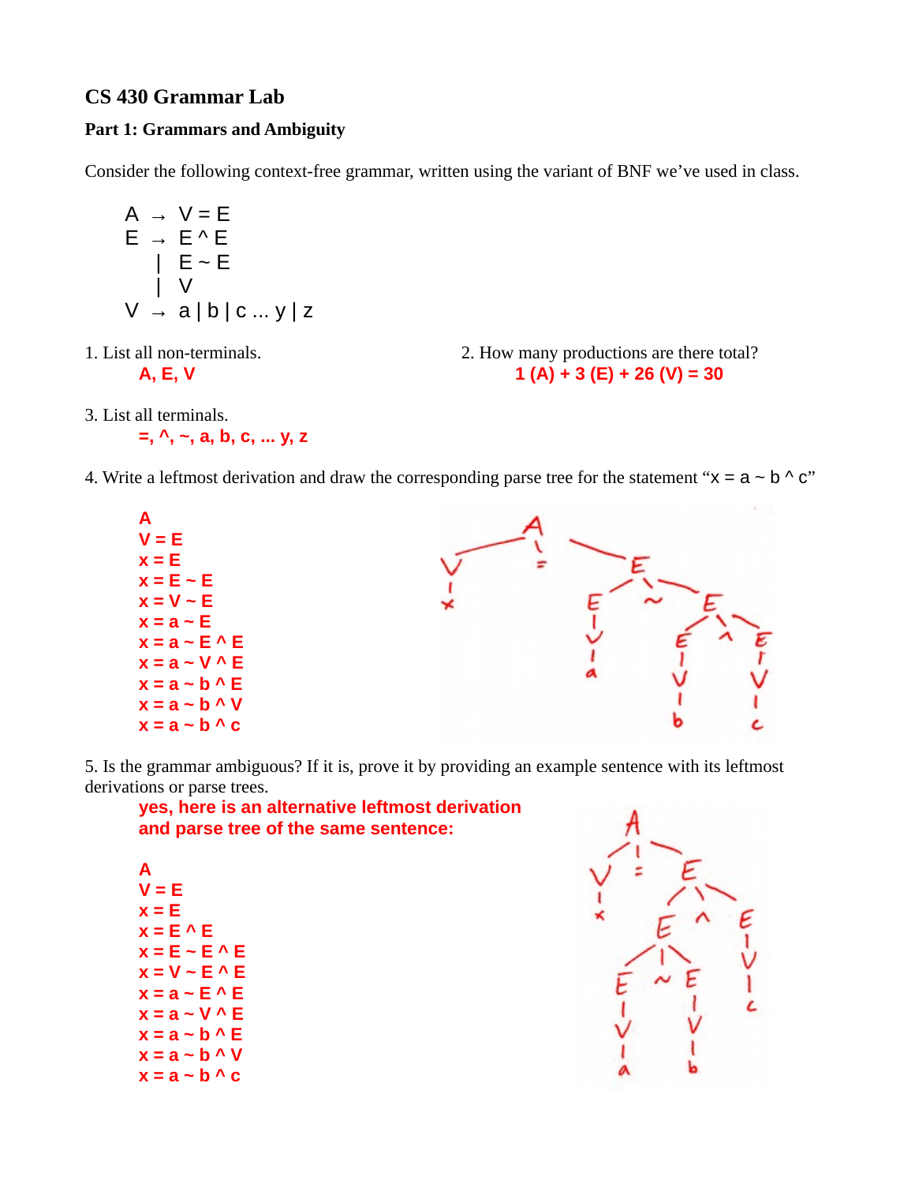# CS 430 Grammar Lab

## Part 1: Grammars and Ambiguity

Consider the following context-free grammar, written using the variant of BNF we've used in class.

```
A  →  V = E
E  →  E ^ E
   |  E ~ E
   |  V
V  →  a | b | c ... y | z
```

1. List all non-terminals.

   **A, E, V**

2. How many productions are there total?

   **1 (A) + 3 (E) + 26 (V) = 30**

3. List all terminals.

   **=, ^, ~, a, b, c, ... y, z**

4. Write a leftmost derivation and draw the corresponding parse tree for the statement "x = a ~ b ^ c"

   **A**
   **V = E**
   **x = E**
   **x = E ~ E**
   **x = V ~ E**
   **x = a ~ E**
   **x = a ~ E ^ E**
   **x = a ~ V ^ E**
   **x = a ~ b ^ E**
   **x = a ~ b ^ V**
   **x = a ~ b ^ c**

5. Is the grammar ambiguous? If it is, prove it by providing an example sentence with its leftmost derivations or parse trees.

   **yes, here is an alternative leftmost derivation and parse tree of the same sentence:**

   **A**
   **V = E**
   **x = E**
   **x = E ^ E**
   **x = E ~ E ^ E**
   **x = V ~ E ^ E**
   **x = a ~ E ^ E**
   **x = a ~ V ^ E**
   **x = a ~ b ^ E**
   **x = a ~ b ^ V**
   **x = a ~ b ^ c**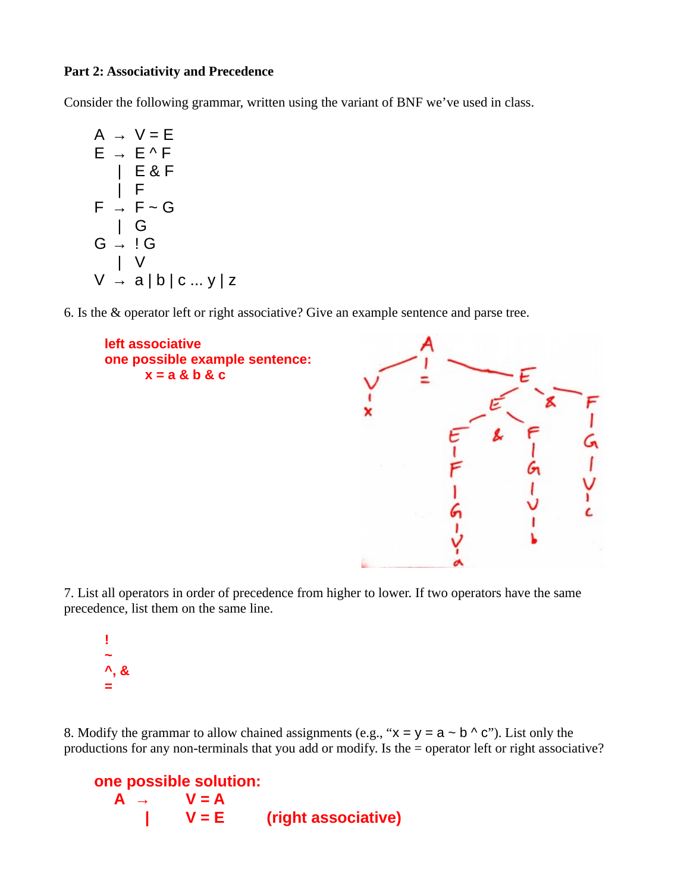**Part 2: Associativity and Precedence**

Consider the following grammar, written using the variant of BNF we've used in class.

```
A → V = E
E → E ^ F
  | E & F
  | F
F → F ~ G
  | G
G → ! G
  | V
V → a | b | c ... y | z
```

6. Is the & operator left or right associative? Give an example sentence and parse tree.

**left associative**
**one possible example sentence:**
**x = a & b & c**

7. List all operators in order of precedence from higher to lower. If two operators have the same precedence, list them on the same line.

**!**
**~**
**^, &**
**=**

8. Modify the grammar to allow chained assignments (e.g., "x = y = a ~ b ^ c"). List only the productions for any non-terminals that you add or modify. Is the = operator left or right associative?

**one possible solution:**

```
A → V = A
  | V = E        (right associative)
```